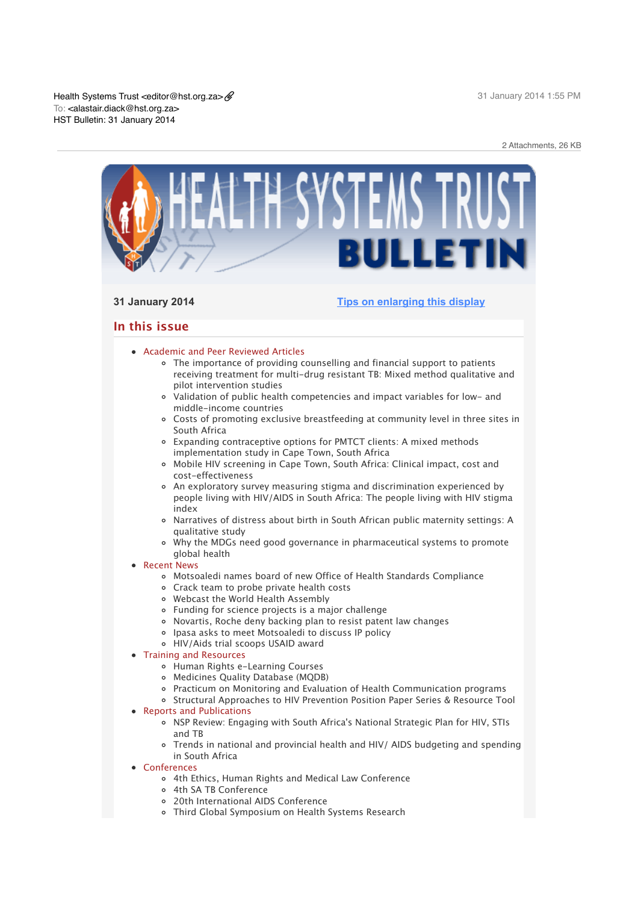Health Systems Trust <editor@hst.org.za>
To: <alastair.diack@hst.org.za>
HST Bulletin: 31 January 2014

31 January 2014 1:55 PM

2 Attachments, 26 KB

# HEALTH SYSTEMS TRUST BULLETIN

**31 January 2014**

Tips on enlarging this display

## In this issue

- Academic and Peer Reviewed Articles
  - The importance of providing counselling and financial support to patients receiving treatment for multi-drug resistant TB: Mixed method qualitative and pilot intervention studies
  - Validation of public health competencies and impact variables for low- and middle-income countries
  - Costs of promoting exclusive breastfeeding at community level in three sites in South Africa
  - Expanding contraceptive options for PMTCT clients: A mixed methods implementation study in Cape Town, South Africa
  - Mobile HIV screening in Cape Town, South Africa: Clinical impact, cost and cost-effectiveness
  - An exploratory survey measuring stigma and discrimination experienced by people living with HIV/AIDS in South Africa: The people living with HIV stigma index
  - Narratives of distress about birth in South African public maternity settings: A qualitative study
  - Why the MDGs need good governance in pharmaceutical systems to promote global health
- Recent News
  - Motsoaledi names board of new Office of Health Standards Compliance
  - Crack team to probe private health costs
  - Webcast the World Health Assembly
  - Funding for science projects is a major challenge
  - Novartis, Roche deny backing plan to resist patent law changes
  - Ipasa asks to meet Motsoaledi to discuss IP policy
  - HIV/Aids trial scoops USAID award
- Training and Resources
  - Human Rights e-Learning Courses
  - Medicines Quality Database (MQDB)
  - Practicum on Monitoring and Evaluation of Health Communication programs
  - Structural Approaches to HIV Prevention Position Paper Series & Resource Tool
- Reports and Publications
  - NSP Review: Engaging with South Africa's National Strategic Plan for HIV, STIs and TB
  - Trends in national and provincial health and HIV/ AIDS budgeting and spending in South Africa
- Conferences
  - 4th Ethics, Human Rights and Medical Law Conference
  - 4th SA TB Conference
  - 20th International AIDS Conference
  - Third Global Symposium on Health Systems Research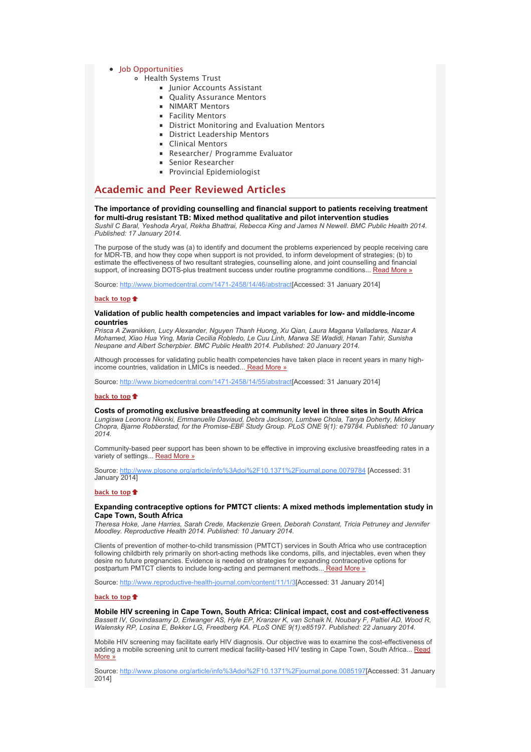- Job Opportunities
  - Health Systems Trust
    - Junior Accounts Assistant
    - Quality Assurance Mentors
    - NIMART Mentors
    - Facility Mentors
    - District Monitoring and Evaluation Mentors
    - District Leadership Mentors
    - Clinical Mentors
    - Researcher/ Programme Evaluator
    - Senior Researcher
    - Provincial Epidemiologist

## Academic and Peer Reviewed Articles

**The importance of providing counselling and financial support to patients receiving treatment for multi-drug resistant TB: Mixed method qualitative and pilot intervention studies**
*Sushil C Baral, Yeshoda Aryal, Rekha Bhattrai, Rebecca King and James N Newell. BMC Public Health 2014. Published: 17 January 2014.*

The purpose of the study was (a) to identify and document the problems experienced by people receiving care for MDR-TB, and how they cope when support is not provided, to inform development of strategies; (b) to estimate the effectiveness of two resultant strategies, counselling alone, and joint counselling and financial support, of increasing DOTS-plus treatment success under routine programme conditions... Read More »

Source: http://www.biomedcentral.com/1471-2458/14/46/abstract[Accessed: 31 January 2014]

back to top

**Validation of public health competencies and impact variables for low- and middle-income countries**
*Prisca A Zwanikken, Lucy Alexander, Nguyen Thanh Huong, Xu Qian, Laura Magana Valladares, Nazar A Mohamed, Xiao Hua Ying, Maria Cecilia Robledo, Le Cuu Linh, Marwa SE Wadidi, Hanan Tahir, Sunisha Neupane and Albert Scherpbier. BMC Public Health 2014. Published: 20 January 2014.*

Although processes for validating public health competencies have taken place in recent years in many high-income countries, validation in LMICs is needed... Read More »

Source: http://www.biomedcentral.com/1471-2458/14/55/abstract[Accessed: 31 January 2014]

back to top

**Costs of promoting exclusive breastfeeding at community level in three sites in South Africa**
*Lungiswa Leonora Nkonki, Emmanuelle Daviaud, Debra Jackson, Lumbwe Chola, Tanya Doherty, Mickey Chopra, Bjarne Robberstad, for the Promise-EBF Study Group. PLoS ONE 9(1): e79784. Published: 10 January 2014.*

Community-based peer support has been shown to be effective in improving exclusive breastfeeding rates in a variety of settings... Read More »

Source: http://www.plosone.org/article/info%3Adoi%2F10.1371%2Fjournal.pone.0079784 [Accessed: 31 January 2014]

back to top

**Expanding contraceptive options for PMTCT clients: A mixed methods implementation study in Cape Town, South Africa**
*Theresa Hoke, Jane Harries, Sarah Crede, Mackenzie Green, Deborah Constant, Tricia Petruney and Jennifer Moodley. Reproductive Health 2014. Published: 10 January 2014.*

Clients of prevention of mother-to-child transmission (PMTCT) services in South Africa who use contraception following childbirth rely primarily on short-acting methods like condoms, pills, and injectables, even when they desire no future pregnancies. Evidence is needed on strategies for expanding contraceptive options for postpartum PMTCT clients to include long-acting and permanent methods... Read More »

Source: http://www.reproductive-health-journal.com/content/11/1/3[Accessed: 31 January 2014]

back to top

**Mobile HIV screening in Cape Town, South Africa: Clinical impact, cost and cost-effectiveness**
*Bassett IV, Govindasamy D, Erlwanger AS, Hyle EP, Kranzer K, van Schaik N, Noubary F, Paltiel AD, Wood R, Walensky RP, Losina E, Bekker LG, Freedberg KA. PLoS ONE 9(1):e85197. Published: 22 January 2014.*

Mobile HIV screening may facilitate early HIV diagnosis. Our objective was to examine the cost-effectiveness of adding a mobile screening unit to current medical facility-based HIV testing in Cape Town, South Africa... Read More »

Source: http://www.plosone.org/article/info%3Adoi%2F10.1371%2Fjournal.pone.0085197[Accessed: 31 January 2014]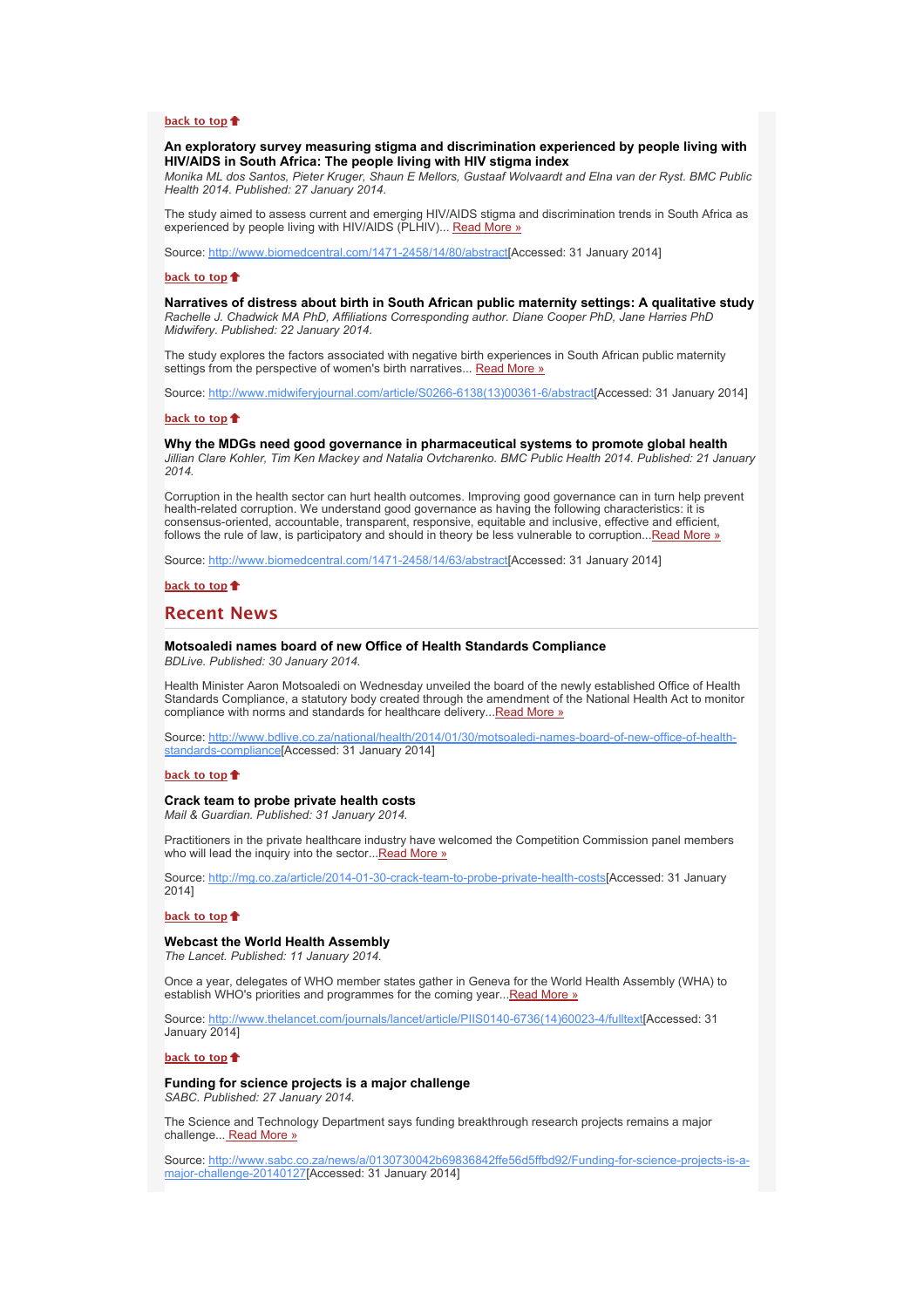[back to top](#)

**An exploratory survey measuring stigma and discrimination experienced by people living with HIV/AIDS in South Africa: The people living with HIV stigma index**
*Monika ML dos Santos, Pieter Kruger, Shaun E Mellors, Gustaaf Wolvaardt and Elna van der Ryst. BMC Public Health 2014. Published: 27 January 2014.*

The study aimed to assess current and emerging HIV/AIDS stigma and discrimination trends in South Africa as experienced by people living with HIV/AIDS (PLHIV)... [Read More »](http://www.biomedcentral.com/1471-2458/14/80/abstract)

Source: [http://www.biomedcentral.com/1471-2458/14/80/abstract](http://www.biomedcentral.com/1471-2458/14/80/abstract)[Accessed: 31 January 2014]

[back to top](#)

**Narratives of distress about birth in South African public maternity settings: A qualitative study**
*Rachelle J. Chadwick MA PhD, Affiliations Corresponding author. Diane Cooper PhD, Jane Harries PhD Midwifery. Published: 22 January 2014.*

The study explores the factors associated with negative birth experiences in South African public maternity settings from the perspective of women's birth narratives... [Read More »](http://www.midwiferyjournal.com/article/S0266-6138(13)00361-6/abstract)

Source: [http://www.midwiferyjournal.com/article/S0266-6138(13)00361-6/abstract](http://www.midwiferyjournal.com/article/S0266-6138(13)00361-6/abstract)[Accessed: 31 January 2014]

[back to top](#)

**Why the MDGs need good governance in pharmaceutical systems to promote global health**
*Jillian Clare Kohler, Tim Ken Mackey and Natalia Ovtcharenko. BMC Public Health 2014. Published: 21 January 2014.*

Corruption in the health sector can hurt health outcomes. Improving good governance can in turn help prevent health-related corruption. We understand good governance as having the following characteristics: it is consensus-oriented, accountable, transparent, responsive, equitable and inclusive, effective and efficient, follows the rule of law, is participatory and should in theory be less vulnerable to corruption...[Read More »](http://www.biomedcentral.com/1471-2458/14/63/abstract)

Source: [http://www.biomedcentral.com/1471-2458/14/63/abstract](http://www.biomedcentral.com/1471-2458/14/63/abstract)[Accessed: 31 January 2014]

[back to top](#)

## Recent News

**Motsoaledi names board of new Office of Health Standards Compliance**
*BDLive. Published: 30 January 2014.*

Health Minister Aaron Motsoaledi on Wednesday unveiled the board of the newly established Office of Health Standards Compliance, a statutory body created through the amendment of the National Health Act to monitor compliance with norms and standards for healthcare delivery...[Read More »](http://www.bdlive.co.za/national/health/2014/01/30/motsoaledi-names-board-of-new-office-of-health-standards-compliance)

Source: [http://www.bdlive.co.za/national/health/2014/01/30/motsoaledi-names-board-of-new-office-of-health-standards-compliance](http://www.bdlive.co.za/national/health/2014/01/30/motsoaledi-names-board-of-new-office-of-health-standards-compliance)[Accessed: 31 January 2014]

[back to top](#)

**Crack team to probe private health costs**
*Mail & Guardian. Published: 31 January 2014.*

Practitioners in the private healthcare industry have welcomed the Competition Commission panel members who will lead the inquiry into the sector...[Read More »](http://mg.co.za/article/2014-01-30-crack-team-to-probe-private-health-costs)

Source: [http://mg.co.za/article/2014-01-30-crack-team-to-probe-private-health-costs](http://mg.co.za/article/2014-01-30-crack-team-to-probe-private-health-costs)[Accessed: 31 January 2014]

[back to top](#)

**Webcast the World Health Assembly**
*The Lancet. Published: 11 January 2014.*

Once a year, delegates of WHO member states gather in Geneva for the World Health Assembly (WHA) to establish WHO's priorities and programmes for the coming year...[Read More »](http://www.thelancet.com/journals/lancet/article/PIIS0140-6736(14)60023-4/fulltext)

Source: [http://www.thelancet.com/journals/lancet/article/PIIS0140-6736(14)60023-4/fulltext](http://www.thelancet.com/journals/lancet/article/PIIS0140-6736(14)60023-4/fulltext)[Accessed: 31 January 2014]

[back to top](#)

**Funding for science projects is a major challenge**
*SABC. Published: 27 January 2014.*

The Science and Technology Department says funding breakthrough research projects remains a major challenge... [Read More »](http://www.sabc.co.za/news/a/0130730042b69836842ffe56d5ffbd92/Funding-for-science-projects-is-a-major-challenge-20140127)

Source: [http://www.sabc.co.za/news/a/0130730042b69836842ffe56d5ffbd92/Funding-for-science-projects-is-a-major-challenge-20140127](http://www.sabc.co.za/news/a/0130730042b69836842ffe56d5ffbd92/Funding-for-science-projects-is-a-major-challenge-20140127)[Accessed: 31 January 2014]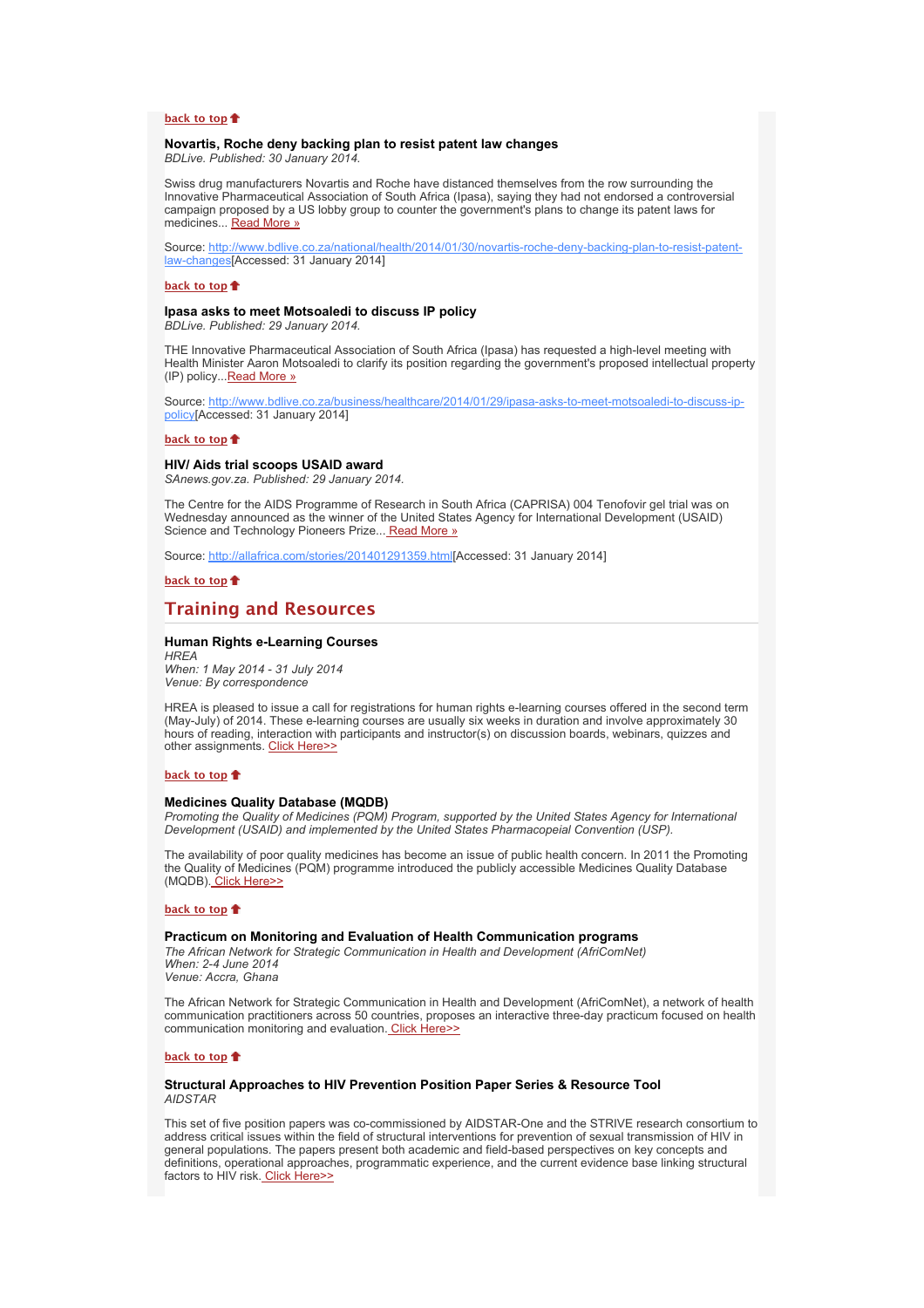**back to top**

### Novartis, Roche deny backing plan to resist patent law changes

*BDLive. Published: 30 January 2014.*

Swiss drug manufacturers Novartis and Roche have distanced themselves from the row surrounding the Innovative Pharmaceutical Association of South Africa (Ipasa), saying they had not endorsed a controversial campaign proposed by a US lobby group to counter the government's plans to change its patent laws for medicines... Read More »

Source: http://www.bdlive.co.za/national/health/2014/01/30/novartis-roche-deny-backing-plan-to-resist-patent-law-changes[Accessed: 31 January 2014]

**back to top**

### Ipasa asks to meet Motsoaledi to discuss IP policy

*BDLive. Published: 29 January 2014.*

THE Innovative Pharmaceutical Association of South Africa (Ipasa) has requested a high-level meeting with Health Minister Aaron Motsoaledi to clarify its position regarding the government's proposed intellectual property (IP) policy...Read More »

Source: http://www.bdlive.co.za/business/healthcare/2014/01/29/ipasa-asks-to-meet-motsoaledi-to-discuss-ip-policy[Accessed: 31 January 2014]

**back to top**

### HIV/ Aids trial scoops USAID award

*SAnews.gov.za. Published: 29 January 2014.*

The Centre for the AIDS Programme of Research in South Africa (CAPRISA) 004 Tenofovir gel trial was on Wednesday announced as the winner of the United States Agency for International Development (USAID) Science and Technology Pioneers Prize... Read More »

Source: http://allafrica.com/stories/201401291359.html[Accessed: 31 January 2014]

**back to top**

## Training and Resources

### Human Rights e-Learning Courses

*HREA*
*When: 1 May 2014 - 31 July 2014*
*Venue: By correspondence*

HREA is pleased to issue a call for registrations for human rights e-learning courses offered in the second term (May-July) of 2014. These e-learning courses are usually six weeks in duration and involve approximately 30 hours of reading, interaction with participants and instructor(s) on discussion boards, webinars, quizzes and other assignments. Click Here>>

**back to top**

### Medicines Quality Database (MQDB)

*Promoting the Quality of Medicines (PQM) Program, supported by the United States Agency for International Development (USAID) and implemented by the United States Pharmacopeial Convention (USP).*

The availability of poor quality medicines has become an issue of public health concern. In 2011 the Promoting the Quality of Medicines (PQM) programme introduced the publicly accessible Medicines Quality Database (MQDB). Click Here>>

**back to top**

### Practicum on Monitoring and Evaluation of Health Communication programs

*The African Network for Strategic Communication in Health and Development (AfriComNet)*
*When: 2-4 June 2014*
*Venue: Accra, Ghana*

The African Network for Strategic Communication in Health and Development (AfriComNet), a network of health communication practitioners across 50 countries, proposes an interactive three-day practicum focused on health communication monitoring and evaluation. Click Here>>

**back to top**

### Structural Approaches to HIV Prevention Position Paper Series & Resource Tool

*AIDSTAR*

This set of five position papers was co-commissioned by AIDSTAR-One and the STRIVE research consortium to address critical issues within the field of structural interventions for prevention of sexual transmission of HIV in general populations. The papers present both academic and field-based perspectives on key concepts and definitions, operational approaches, programmatic experience, and the current evidence base linking structural factors to HIV risk. Click Here>>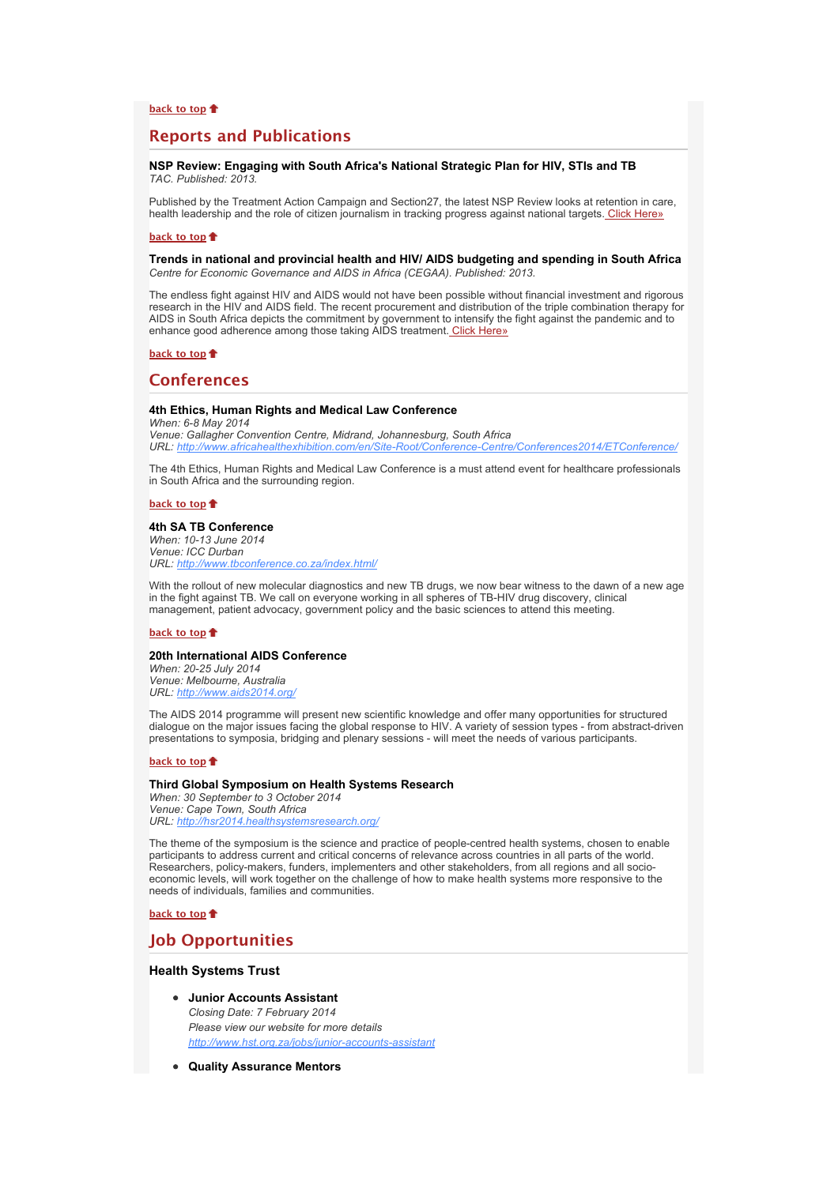[back to top](#) ⬆

## Reports and Publications

**NSP Review: Engaging with South Africa's National Strategic Plan for HIV, STIs and TB**
*TAC. Published: 2013.*

Published by the Treatment Action Campaign and Section27, the latest NSP Review looks at retention in care, health leadership and the role of citizen journalism in tracking progress against national targets. Click Here»

[back to top](#) ⬆

**Trends in national and provincial health and HIV/ AIDS budgeting and spending in South Africa**
*Centre for Economic Governance and AIDS in Africa (CEGAA). Published: 2013.*

The endless fight against HIV and AIDS would not have been possible without financial investment and rigorous research in the HIV and AIDS field. The recent procurement and distribution of the triple combination therapy for AIDS in South Africa depicts the commitment by government to intensify the fight against the pandemic and to enhance good adherence among those taking AIDS treatment. Click Here»

[back to top](#) ⬆

## Conferences

**4th Ethics, Human Rights and Medical Law Conference**
*When: 6-8 May 2014*
*Venue: Gallagher Convention Centre, Midrand, Johannesburg, South Africa*
*URL: http://www.africahealthexhibition.com/en/Site-Root/Conference-Centre/Conferences2014/ETConference/*

The 4th Ethics, Human Rights and Medical Law Conference is a must attend event for healthcare professionals in South Africa and the surrounding region.

[back to top](#) ⬆

**4th SA TB Conference**
*When: 10-13 June 2014*
*Venue: ICC Durban*
*URL: http://www.tbconference.co.za/index.html/*

With the rollout of new molecular diagnostics and new TB drugs, we now bear witness to the dawn of a new age in the fight against TB. We call on everyone working in all spheres of TB-HIV drug discovery, clinical management, patient advocacy, government policy and the basic sciences to attend this meeting.

[back to top](#) ⬆

**20th International AIDS Conference**
*When: 20-25 July 2014*
*Venue: Melbourne, Australia*
*URL: http://www.aids2014.org/*

The AIDS 2014 programme will present new scientific knowledge and offer many opportunities for structured dialogue on the major issues facing the global response to HIV. A variety of session types - from abstract-driven presentations to symposia, bridging and plenary sessions - will meet the needs of various participants.

[back to top](#) ⬆

**Third Global Symposium on Health Systems Research**
*When: 30 September to 3 October 2014*
*Venue: Cape Town, South Africa*
*URL: http://hsr2014.healthsystemsresearch.org/*

The theme of the symposium is the science and practice of people-centred health systems, chosen to enable participants to address current and critical concerns of relevance across countries in all parts of the world. Researchers, policy-makers, funders, implementers and other stakeholders, from all regions and all socio-economic levels, will work together on the challenge of how to make health systems more responsive to the needs of individuals, families and communities.

[back to top](#) ⬆

## Job Opportunities

**Health Systems Trust**

- **Junior Accounts Assistant**
  *Closing Date: 7 February 2014*
  *Please view our website for more details*
  *http://www.hst.org.za/jobs/junior-accounts-assistant*

- **Quality Assurance Mentors**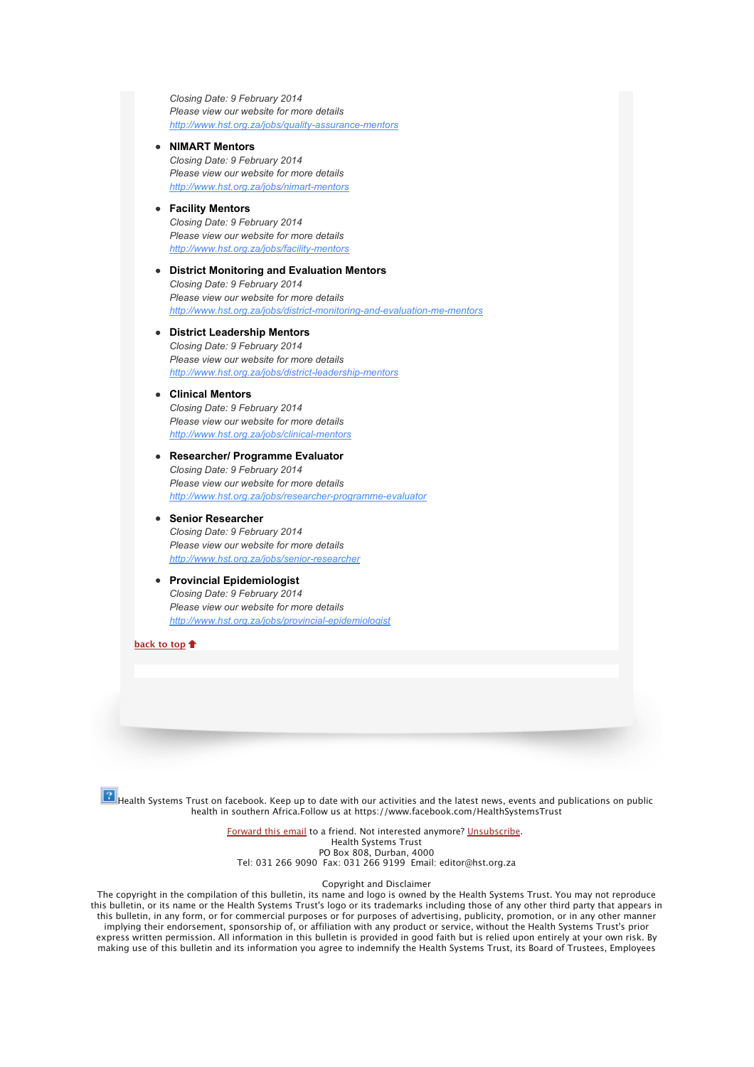*Closing Date: 9 February 2014*
*Please view our website for more details*
*http://www.hst.org.za/jobs/quality-assurance-mentors*

- **NIMART Mentors**
  *Closing Date: 9 February 2014*
  *Please view our website for more details*
  *http://www.hst.org.za/jobs/nimart-mentors*

- **Facility Mentors**
  *Closing Date: 9 February 2014*
  *Please view our website for more details*
  *http://www.hst.org.za/jobs/facility-mentors*

- **District Monitoring and Evaluation Mentors**
  *Closing Date: 9 February 2014*
  *Please view our website for more details*
  *http://www.hst.org.za/jobs/district-monitoring-and-evaluation-me-mentors*

- **District Leadership Mentors**
  *Closing Date: 9 February 2014*
  *Please view our website for more details*
  *http://www.hst.org.za/jobs/district-leadership-mentors*

- **Clinical Mentors**
  *Closing Date: 9 February 2014*
  *Please view our website for more details*
  *http://www.hst.org.za/jobs/clinical-mentors*

- **Researcher/ Programme Evaluator**
  *Closing Date: 9 February 2014*
  *Please view our website for more details*
  *http://www.hst.org.za/jobs/researcher-programme-evaluator*

- **Senior Researcher**
  *Closing Date: 9 February 2014*
  *Please view our website for more details*
  *http://www.hst.org.za/jobs/senior-researcher*

- **Provincial Epidemiologist**
  *Closing Date: 9 February 2014*
  *Please view our website for more details*
  *http://www.hst.org.za/jobs/provincial-epidemiologist*

back to top

Health Systems Trust on facebook. Keep up to date with our activities and the latest news, events and publications on public health in southern Africa.Follow us at https://www.facebook.com/HealthSystemsTrust

Forward this email to a friend. Not interested anymore? Unsubscribe.
Health Systems Trust
PO Box 808, Durban, 4000
Tel: 031 266 9090 Fax: 031 266 9199 Email: editor@hst.org.za

Copyright and Disclaimer
The copyright in the compilation of this bulletin, its name and logo is owned by the Health Systems Trust. You may not reproduce this bulletin, or its name or the Health Systems Trust's logo or its trademarks including those of any other third party that appears in this bulletin, in any form, or for commercial purposes or for purposes of advertising, publicity, promotion, or in any other manner implying their endorsement, sponsorship of, or affiliation with any product or service, without the Health Systems Trust's prior express written permission. All information in this bulletin is provided in good faith but is relied upon entirely at your own risk. By making use of this bulletin and its information you agree to indemnify the Health Systems Trust, its Board of Trustees, Employees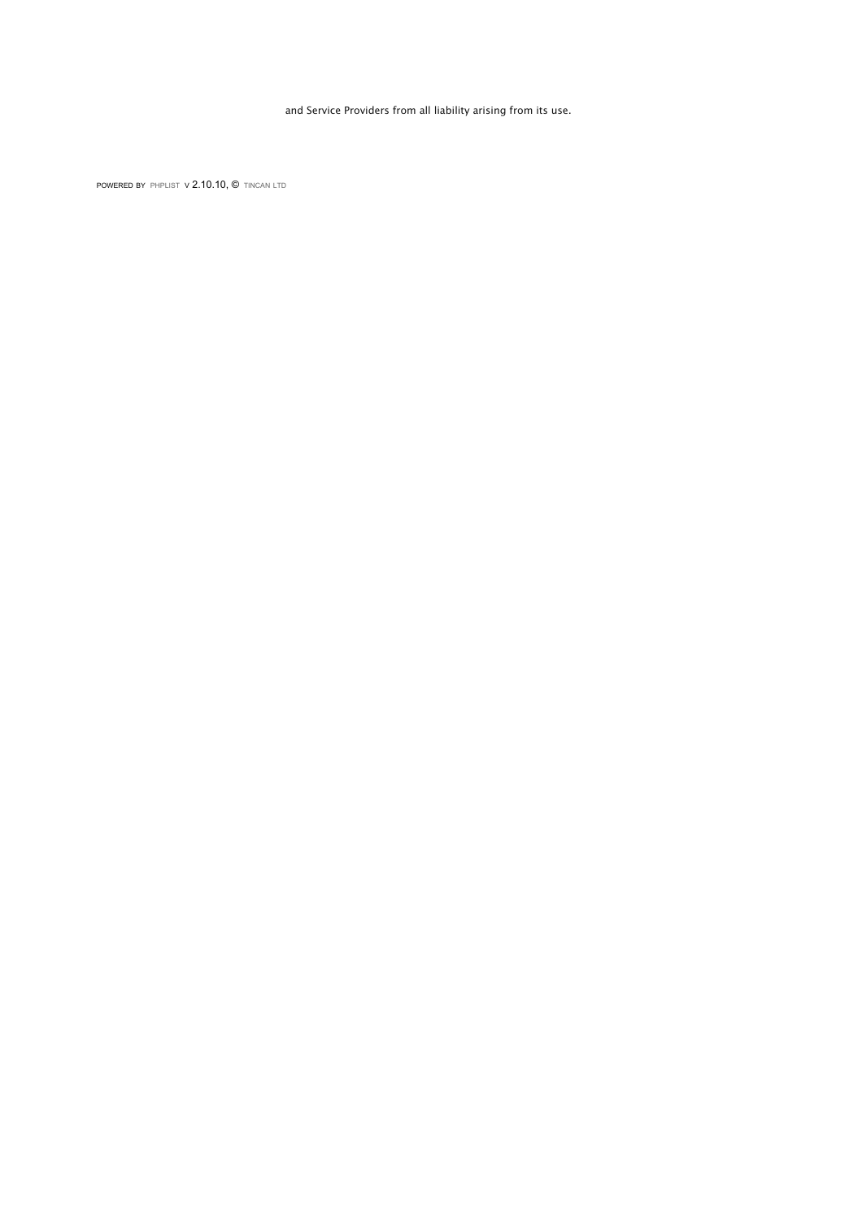and Service Providers from all liability arising from its use.

POWERED BY PHPLIST V 2.10.10, © TINCAN LTD